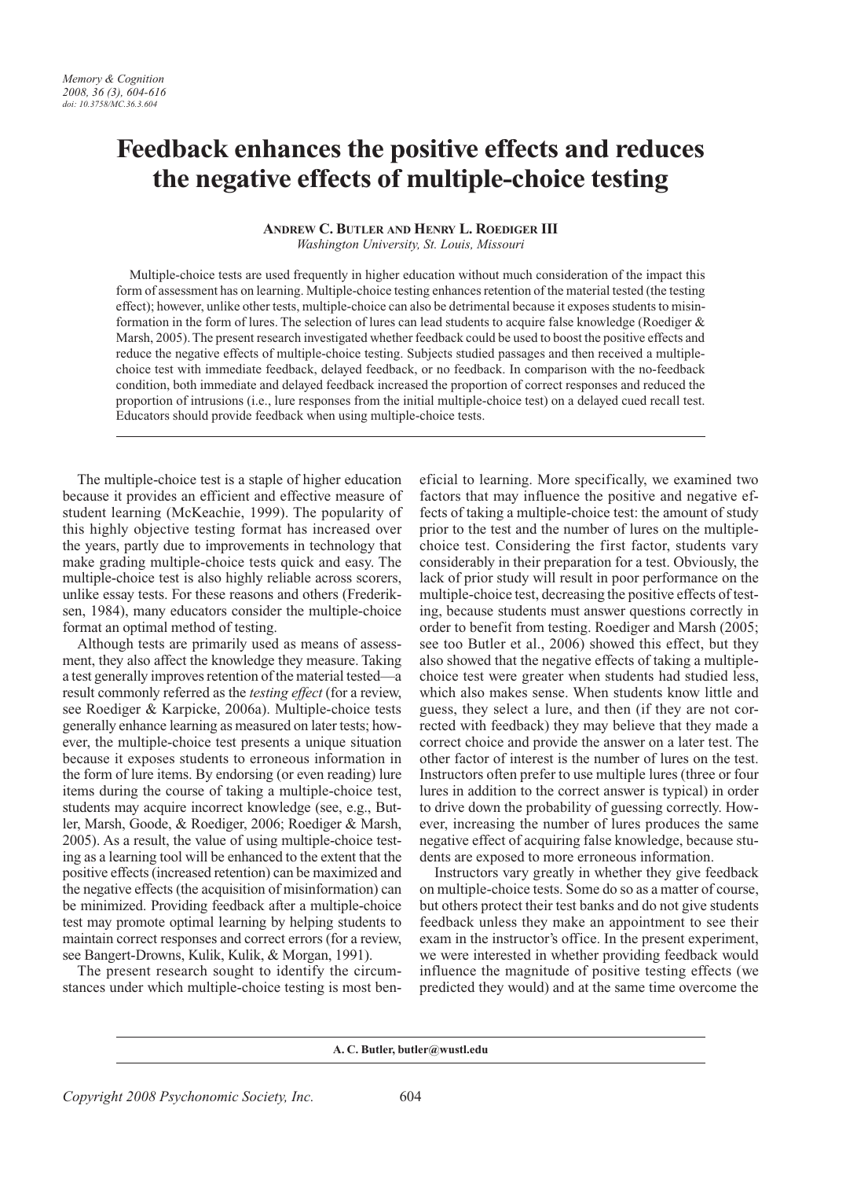# Feedback enhances the positive effects and reduces the negative effects of multiple-choice testing

**Andrew C. Butler and Henry L. Roediger III**
*Washington University, St. Louis, Missouri*

Multiple-choice tests are used frequently in higher education without much consideration of the impact this form of assessment has on learning. Multiple-choice testing enhances retention of the material tested (the testing effect); however, unlike other tests, multiple-choice can also be detrimental because it exposes students to misinformation in the form of lures. The selection of lures can lead students to acquire false knowledge (Roediger & Marsh, 2005). The present research investigated whether feedback could be used to boost the positive effects and reduce the negative effects of multiple-choice testing. Subjects studied passages and then received a multiple-choice test with immediate feedback, delayed feedback, or no feedback. In comparison with the no-feedback condition, both immediate and delayed feedback increased the proportion of correct responses and reduced the proportion of intrusions (i.e., lure responses from the initial multiple-choice test) on a delayed cued recall test. Educators should provide feedback when using multiple-choice tests.

---

The multiple-choice test is a staple of higher education because it provides an efficient and effective measure of student learning (McKeachie, 1999). The popularity of this highly objective testing format has increased over the years, partly due to improvements in technology that make grading multiple-choice tests quick and easy. The multiple-choice test is also highly reliable across scorers, unlike essay tests. For these reasons and others (Frederiksen, 1984), many educators consider the multiple-choice format an optimal method of testing.

Although tests are primarily used as means of assessment, they also affect the knowledge they measure. Taking a test generally improves retention of the material tested—a result commonly referred as the *testing effect* (for a review, see Roediger & Karpicke, 2006a). Multiple-choice tests generally enhance learning as measured on later tests; however, the multiple-choice test presents a unique situation because it exposes students to erroneous information in the form of lure items. By endorsing (or even reading) lure items during the course of taking a multiple-choice test, students may acquire incorrect knowledge (see, e.g., Butler, Marsh, Goode, & Roediger, 2006; Roediger & Marsh, 2005). As a result, the value of using multiple-choice testing as a learning tool will be enhanced to the extent that the positive effects (increased retention) can be maximized and the negative effects (the acquisition of misinformation) can be minimized. Providing feedback after a multiple-choice test may promote optimal learning by helping students to maintain correct responses and correct errors (for a review, see Bangert-Drowns, Kulik, Kulik, & Morgan, 1991).

The present research sought to identify the circumstances under which multiple-choice testing is most beneficial to learning. More specifically, we examined two factors that may influence the positive and negative effects of taking a multiple-choice test: the amount of study prior to the test and the number of lures on the multiple-choice test. Considering the first factor, students vary considerably in their preparation for a test. Obviously, the lack of prior study will result in poor performance on the multiple-choice test, decreasing the positive effects of testing, because students must answer questions correctly in order to benefit from testing. Roediger and Marsh (2005; see too Butler et al., 2006) showed this effect, but they also showed that the negative effects of taking a multiple-choice test were greater when students had studied less, which also makes sense. When students know little and guess, they select a lure, and then (if they are not corrected with feedback) they may believe that they made a correct choice and provide the answer on a later test. The other factor of interest is the number of lures on the test. Instructors often prefer to use multiple lures (three or four lures in addition to the correct answer is typical) in order to drive down the probability of guessing correctly. However, increasing the number of lures produces the same negative effect of acquiring false knowledge, because students are exposed to more erroneous information.

Instructors vary greatly in whether they give feedback on multiple-choice tests. Some do so as a matter of course, but others protect their test banks and do not give students feedback unless they make an appointment to see their exam in the instructor's office. In the present experiment, we were interested in whether providing feedback would influence the magnitude of positive testing effects (we predicted they would) and at the same time overcome the

---

**A. C. Butler, butler@wustl.edu**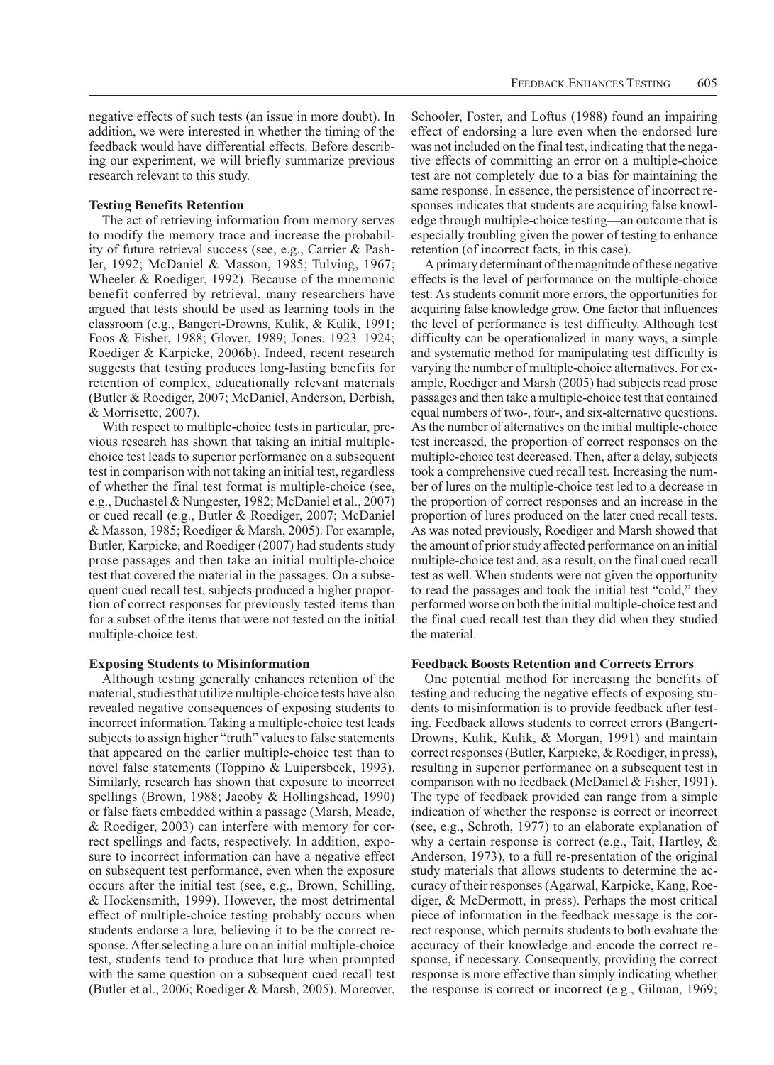negative effects of such tests (an issue in more doubt). In addition, we were interested in whether the timing of the feedback would have differential effects. Before describing our experiment, we will briefly summarize previous research relevant to this study.

### Testing Benefits Retention

The act of retrieving information from memory serves to modify the memory trace and increase the probability of future retrieval success (see, e.g., Carrier & Pashler, 1992; McDaniel & Masson, 1985; Tulving, 1967; Wheeler & Roediger, 1992). Because of the mnemonic benefit conferred by retrieval, many researchers have argued that tests should be used as learning tools in the classroom (e.g., Bangert-Drowns, Kulik, & Kulik, 1991; Foos & Fisher, 1988; Glover, 1989; Jones, 1923–1924; Roediger & Karpicke, 2006b). Indeed, recent research suggests that testing produces long-lasting benefits for retention of complex, educationally relevant materials (Butler & Roediger, 2007; McDaniel, Anderson, Derbish, & Morrisette, 2007).

With respect to multiple-choice tests in particular, previous research has shown that taking an initial multiple-choice test leads to superior performance on a subsequent test in comparison with not taking an initial test, regardless of whether the final test format is multiple-choice (see, e.g., Duchastel & Nungester, 1982; McDaniel et al., 2007) or cued recall (e.g., Butler & Roediger, 2007; McDaniel & Masson, 1985; Roediger & Marsh, 2005). For example, Butler, Karpicke, and Roediger (2007) had students study prose passages and then take an initial multiple-choice test that covered the material in the passages. On a subsequent cued recall test, subjects produced a higher proportion of correct responses for previously tested items than for a subset of the items that were not tested on the initial multiple-choice test.

### Exposing Students to Misinformation

Although testing generally enhances retention of the material, studies that utilize multiple-choice tests have also revealed negative consequences of exposing students to incorrect information. Taking a multiple-choice test leads subjects to assign higher "truth" values to false statements that appeared on the earlier multiple-choice test than to novel false statements (Toppino & Luipersbeck, 1993). Similarly, research has shown that exposure to incorrect spellings (Brown, 1988; Jacoby & Hollingshead, 1990) or false facts embedded within a passage (Marsh, Meade, & Roediger, 2003) can interfere with memory for correct spellings and facts, respectively. In addition, exposure to incorrect information can have a negative effect on subsequent test performance, even when the exposure occurs after the initial test (see, e.g., Brown, Schilling, & Hockensmith, 1999). However, the most detrimental effect of multiple-choice testing probably occurs when students endorse a lure, believing it to be the correct response. After selecting a lure on an initial multiple-choice test, students tend to produce that lure when prompted with the same question on a subsequent cued recall test (Butler et al., 2006; Roediger & Marsh, 2005). Moreover, Schooler, Foster, and Loftus (1988) found an impairing effect of endorsing a lure even when the endorsed lure was not included on the final test, indicating that the negative effects of committing an error on a multiple-choice test are not completely due to a bias for maintaining the same response. In essence, the persistence of incorrect responses indicates that students are acquiring false knowledge through multiple-choice testing—an outcome that is especially troubling given the power of testing to enhance retention (of incorrect facts, in this case).

A primary determinant of the magnitude of these negative effects is the level of performance on the multiple-choice test: As students commit more errors, the opportunities for acquiring false knowledge grow. One factor that influences the level of performance is test difficulty. Although test difficulty can be operationalized in many ways, a simple and systematic method for manipulating test difficulty is varying the number of multiple-choice alternatives. For example, Roediger and Marsh (2005) had subjects read prose passages and then take a multiple-choice test that contained equal numbers of two-, four-, and six-alternative questions. As the number of alternatives on the initial multiple-choice test increased, the proportion of correct responses on the multiple-choice test decreased. Then, after a delay, subjects took a comprehensive cued recall test. Increasing the number of lures on the multiple-choice test led to a decrease in the proportion of correct responses and an increase in the proportion of lures produced on the later cued recall tests. As was noted previously, Roediger and Marsh showed that the amount of prior study affected performance on an initial multiple-choice test and, as a result, on the final cued recall test as well. When students were not given the opportunity to read the passages and took the initial test "cold," they performed worse on both the initial multiple-choice test and the final cued recall test than they did when they studied the material.

### Feedback Boosts Retention and Corrects Errors

One potential method for increasing the benefits of testing and reducing the negative effects of exposing students to misinformation is to provide feedback after testing. Feedback allows students to correct errors (Bangert-Drowns, Kulik, Kulik, & Morgan, 1991) and maintain correct responses (Butler, Karpicke, & Roediger, in press), resulting in superior performance on a subsequent test in comparison with no feedback (McDaniel & Fisher, 1991). The type of feedback provided can range from a simple indication of whether the response is correct or incorrect (see, e.g., Schroth, 1977) to an elaborate explanation of why a certain response is correct (e.g., Tait, Hartley, & Anderson, 1973), to a full re-presentation of the original study materials that allows students to determine the accuracy of their responses (Agarwal, Karpicke, Kang, Roediger, & McDermott, in press). Perhaps the most critical piece of information in the feedback message is the correct response, which permits students to both evaluate the accuracy of their knowledge and encode the correct response, if necessary. Consequently, providing the correct response is more effective than simply indicating whether the response is correct or incorrect (e.g., Gilman, 1969;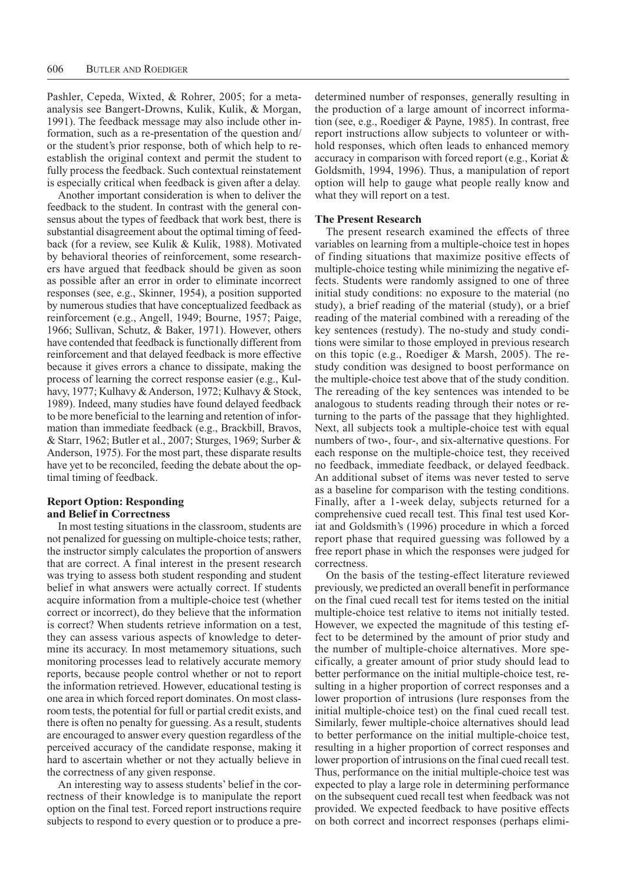Pashler, Cepeda, Wixted, & Rohrer, 2005; for a meta-analysis see Bangert-Drowns, Kulik, Kulik, & Morgan, 1991). The feedback message may also include other information, such as a re-presentation of the question and/or the student's prior response, both of which help to re-establish the original context and permit the student to fully process the feedback. Such contextual reinstatement is especially critical when feedback is given after a delay.

Another important consideration is when to deliver the feedback to the student. In contrast with the general consensus about the types of feedback that work best, there is substantial disagreement about the optimal timing of feedback (for a review, see Kulik & Kulik, 1988). Motivated by behavioral theories of reinforcement, some researchers have argued that feedback should be given as soon as possible after an error in order to eliminate incorrect responses (see, e.g., Skinner, 1954), a position supported by numerous studies that have conceptualized feedback as reinforcement (e.g., Angell, 1949; Bourne, 1957; Paige, 1966; Sullivan, Schutz, & Baker, 1971). However, others have contended that feedback is functionally different from reinforcement and that delayed feedback is more effective because it gives errors a chance to dissipate, making the process of learning the correct response easier (e.g., Kulhavy, 1977; Kulhavy & Anderson, 1972; Kulhavy & Stock, 1989). Indeed, many studies have found delayed feedback to be more beneficial to the learning and retention of information than immediate feedback (e.g., Brackbill, Bravos, & Starr, 1962; Butler et al., 2007; Sturges, 1969; Surber & Anderson, 1975). For the most part, these disparate results have yet to be reconciled, feeding the debate about the optimal timing of feedback.

### Report Option: Responding and Belief in Correctness

In most testing situations in the classroom, students are not penalized for guessing on multiple-choice tests; rather, the instructor simply calculates the proportion of answers that are correct. A final interest in the present research was trying to assess both student responding and student belief in what answers were actually correct. If students acquire information from a multiple-choice test (whether correct or incorrect), do they believe that the information is correct? When students retrieve information on a test, they can assess various aspects of knowledge to determine its accuracy. In most metamemory situations, such monitoring processes lead to relatively accurate memory reports, because people control whether or not to report the information retrieved. However, educational testing is one area in which forced report dominates. On most classroom tests, the potential for full or partial credit exists, and there is often no penalty for guessing. As a result, students are encouraged to answer every question regardless of the perceived accuracy of the candidate response, making it hard to ascertain whether or not they actually believe in the correctness of any given response.

An interesting way to assess students' belief in the correctness of their knowledge is to manipulate the report option on the final test. Forced report instructions require subjects to respond to every question or to produce a predetermined number of responses, generally resulting in the production of a large amount of incorrect information (see, e.g., Roediger & Payne, 1985). In contrast, free report instructions allow subjects to volunteer or withhold responses, which often leads to enhanced memory accuracy in comparison with forced report (e.g., Koriat & Goldsmith, 1994, 1996). Thus, a manipulation of report option will help to gauge what people really know and what they will report on a test.

### The Present Research

The present research examined the effects of three variables on learning from a multiple-choice test in hopes of finding situations that maximize positive effects of multiple-choice testing while minimizing the negative effects. Students were randomly assigned to one of three initial study conditions: no exposure to the material (no study), a brief reading of the material (study), or a brief reading of the material combined with a rereading of the key sentences (restudy). The no-study and study conditions were similar to those employed in previous research on this topic (e.g., Roediger & Marsh, 2005). The restudy condition was designed to boost performance on the multiple-choice test above that of the study condition. The rereading of the key sentences was intended to be analogous to students reading through their notes or returning to the parts of the passage that they highlighted. Next, all subjects took a multiple-choice test with equal numbers of two-, four-, and six-alternative questions. For each response on the multiple-choice test, they received no feedback, immediate feedback, or delayed feedback. An additional subset of items was never tested to serve as a baseline for comparison with the testing conditions. Finally, after a 1-week delay, subjects returned for a comprehensive cued recall test. This final test used Koriat and Goldsmith's (1996) procedure in which a forced report phase that required guessing was followed by a free report phase in which the responses were judged for correctness.

On the basis of the testing-effect literature reviewed previously, we predicted an overall benefit in performance on the final cued recall test for items tested on the initial multiple-choice test relative to items not initially tested. However, we expected the magnitude of this testing effect to be determined by the amount of prior study and the number of multiple-choice alternatives. More specifically, a greater amount of prior study should lead to better performance on the initial multiple-choice test, resulting in a higher proportion of correct responses and a lower proportion of intrusions (lure responses from the initial multiple-choice test) on the final cued recall test. Similarly, fewer multiple-choice alternatives should lead to better performance on the initial multiple-choice test, resulting in a higher proportion of correct responses and lower proportion of intrusions on the final cued recall test. Thus, performance on the initial multiple-choice test was expected to play a large role in determining performance on the subsequent cued recall test when feedback was not provided. We expected feedback to have positive effects on both correct and incorrect responses (perhaps elimi-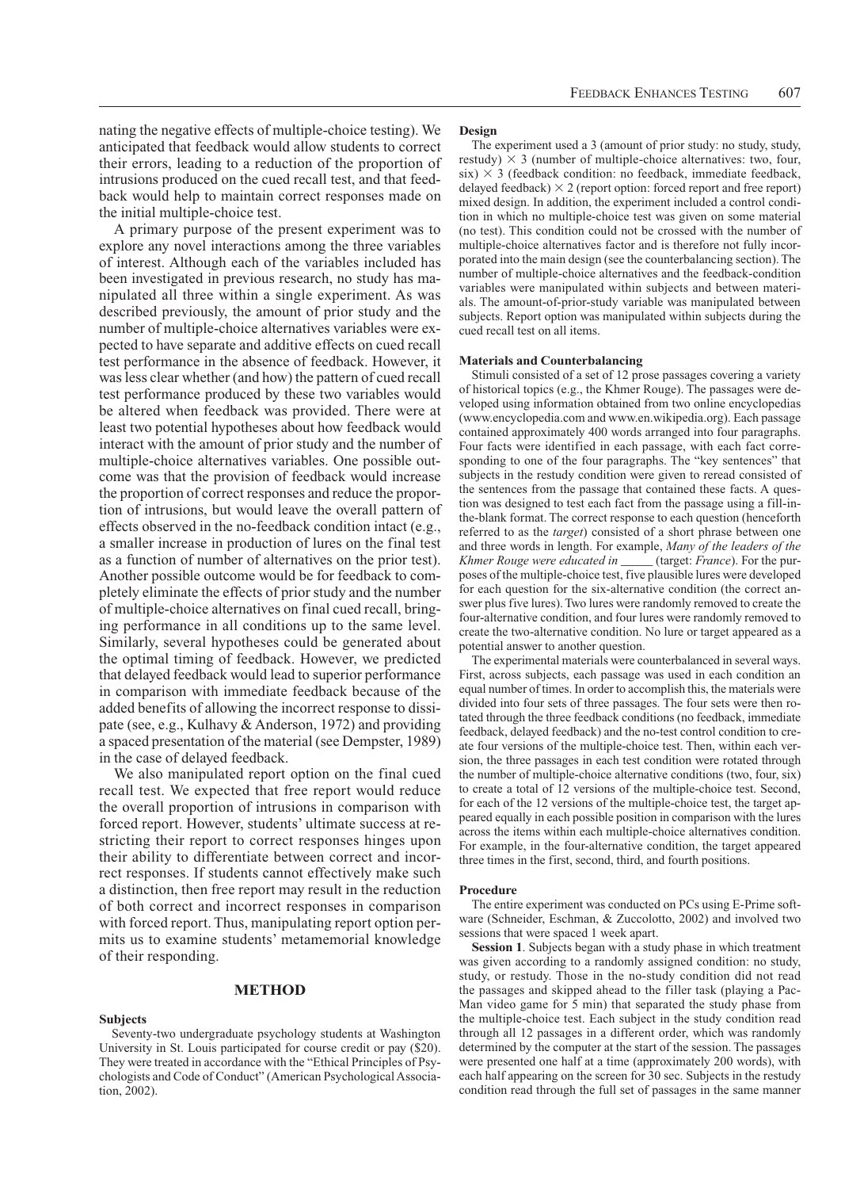nating the negative effects of multiple-choice testing). We anticipated that feedback would allow students to correct their errors, leading to a reduction of the proportion of intrusions produced on the cued recall test, and that feedback would help to maintain correct responses made on the initial multiple-choice test.

A primary purpose of the present experiment was to explore any novel interactions among the three variables of interest. Although each of the variables included has been investigated in previous research, no study has manipulated all three within a single experiment. As was described previously, the amount of prior study and the number of multiple-choice alternatives variables were expected to have separate and additive effects on cued recall test performance in the absence of feedback. However, it was less clear whether (and how) the pattern of cued recall test performance produced by these two variables would be altered when feedback was provided. There were at least two potential hypotheses about how feedback would interact with the amount of prior study and the number of multiple-choice alternatives variables. One possible outcome was that the provision of feedback would increase the proportion of correct responses and reduce the proportion of intrusions, but would leave the overall pattern of effects observed in the no-feedback condition intact (e.g., a smaller increase in production of lures on the final test as a function of number of alternatives on the prior test). Another possible outcome would be for feedback to completely eliminate the effects of prior study and the number of multiple-choice alternatives on final cued recall, bringing performance in all conditions up to the same level. Similarly, several hypotheses could be generated about the optimal timing of feedback. However, we predicted that delayed feedback would lead to superior performance in comparison with immediate feedback because of the added benefits of allowing the incorrect response to dissipate (see, e.g., Kulhavy & Anderson, 1972) and providing a spaced presentation of the material (see Dempster, 1989) in the case of delayed feedback.

We also manipulated report option on the final cued recall test. We expected that free report would reduce the overall proportion of intrusions in comparison with forced report. However, students' ultimate success at restricting their report to correct responses hinges upon their ability to differentiate between correct and incorrect responses. If students cannot effectively make such a distinction, then free report may result in the reduction of both correct and incorrect responses in comparison with forced report. Thus, manipulating report option permits us to examine students' metamemorial knowledge of their responding.

## METHOD

### Subjects

Seventy-two undergraduate psychology students at Washington University in St. Louis participated for course credit or pay ($20). They were treated in accordance with the "Ethical Principles of Psychologists and Code of Conduct" (American Psychological Association, 2002).

### Design

The experiment used a 3 (amount of prior study: no study, study, restudy) $\times$ 3 (number of multiple-choice alternatives: two, four, six) $\times$ 3 (feedback condition: no feedback, immediate feedback, delayed feedback) $\times$ 2 (report option: forced report and free report) mixed design. In addition, the experiment included a control condition in which no multiple-choice test was given on some material (no test). This condition could not be crossed with the number of multiple-choice alternatives factor and is therefore not fully incorporated into the main design (see the counterbalancing section). The number of multiple-choice alternatives and the feedback-condition variables were manipulated within subjects and between materials. The amount-of-prior-study variable was manipulated between subjects. Report option was manipulated within subjects during the cued recall test on all items.

### Materials and Counterbalancing

Stimuli consisted of a set of 12 prose passages covering a variety of historical topics (e.g., the Khmer Rouge). The passages were developed using information obtained from two online encyclopedias (www.encyclopedia.com and www.en.wikipedia.org). Each passage contained approximately 400 words arranged into four paragraphs. Four facts were identified in each passage, with each fact corresponding to one of the four paragraphs. The "key sentences" that subjects in the restudy condition were given to reread consisted of the sentences from the passage that contained these facts. A question was designed to test each fact from the passage using a fill-in-the-blank format. The correct response to each question (henceforth referred to as the *target*) consisted of a short phrase between one and three words in length. For example, *Many of the leaders of the Khmer Rouge were educated in _____* (target: *France*). For the purposes of the multiple-choice test, five plausible lures were developed for each question for the six-alternative condition (the correct answer plus five lures). Two lures were randomly removed to create the four-alternative condition, and four lures were randomly removed to create the two-alternative condition. No lure or target appeared as a potential answer to another question.

The experimental materials were counterbalanced in several ways. First, across subjects, each passage was used in each condition an equal number of times. In order to accomplish this, the materials were divided into four sets of three passages. The four sets were then rotated through the three feedback conditions (no feedback, immediate feedback, delayed feedback) and the no-test control condition to create four versions of the multiple-choice test. Then, within each version, the three passages in each test condition were rotated through the number of multiple-choice alternative conditions (two, four, six) to create a total of 12 versions of the multiple-choice test. Second, for each of the 12 versions of the multiple-choice test, the target appeared equally in each possible position in comparison with the lures across the items within each multiple-choice alternatives condition. For example, in the four-alternative condition, the target appeared three times in the first, second, third, and fourth positions.

### Procedure

The entire experiment was conducted on PCs using E-Prime software (Schneider, Eschman, & Zuccolotto, 2002) and involved two sessions that were spaced 1 week apart.

**Session 1**. Subjects began with a study phase in which treatment was given according to a randomly assigned condition: no study, study, or restudy. Those in the no-study condition did not read the passages and skipped ahead to the filler task (playing a Pac-Man video game for 5 min) that separated the study phase from the multiple-choice test. Each subject in the study condition read through all 12 passages in a different order, which was randomly determined by the computer at the start of the session. The passages were presented one half at a time (approximately 200 words), with each half appearing on the screen for 30 sec. Subjects in the restudy condition read through the full set of passages in the same manner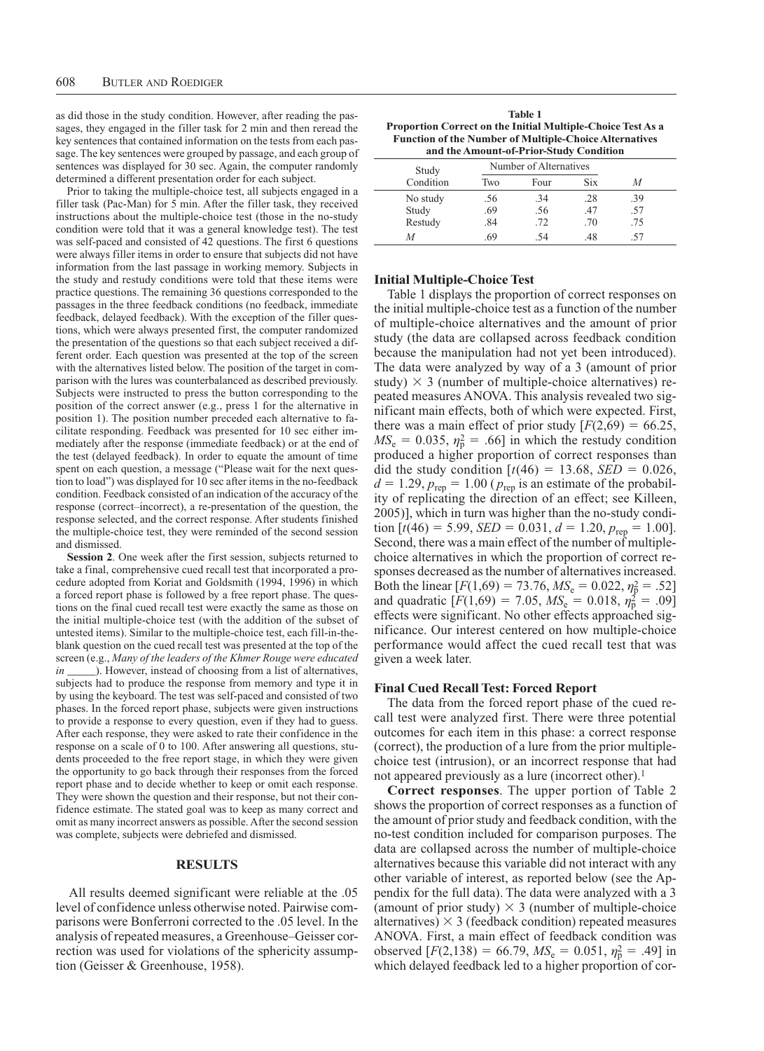as did those in the study condition. However, after reading the passages, they engaged in the filler task for 2 min and then reread the key sentences that contained information on the tests from each passage. The key sentences were grouped by passage, and each group of sentences was displayed for 30 sec. Again, the computer randomly determined a different presentation order for each subject.

Prior to taking the multiple-choice test, all subjects engaged in a filler task (Pac-Man) for 5 min. After the filler task, they received instructions about the multiple-choice test (those in the no-study condition were told that it was a general knowledge test). The test was self-paced and consisted of 42 questions. The first 6 questions were always filler items in order to ensure that subjects did not have information from the last passage in working memory. Subjects in the study and restudy conditions were told that these items were practice questions. The remaining 36 questions corresponded to the passages in the three feedback conditions (no feedback, immediate feedback, delayed feedback). With the exception of the filler questions, which were always presented first, the computer randomized the presentation of the questions so that each subject received a different order. Each question was presented at the top of the screen with the alternatives listed below. The position of the target in comparison with the lures was counterbalanced as described previously. Subjects were instructed to press the button corresponding to the position of the correct answer (e.g., press 1 for the alternative in position 1). The position number preceded each alternative to facilitate responding. Feedback was presented for 10 sec either immediately after the response (immediate feedback) or at the end of the test (delayed feedback). In order to equate the amount of time spent on each question, a message ("Please wait for the next question to load") was displayed for 10 sec after items in the no-feedback condition. Feedback consisted of an indication of the accuracy of the response (correct–incorrect), a re-presentation of the question, the response selected, and the correct response. After students finished the multiple-choice test, they were reminded of the second session and dismissed.

**Session 2**. One week after the first session, subjects returned to take a final, comprehensive cued recall test that incorporated a procedure adopted from Koriat and Goldsmith (1994, 1996) in which a forced report phase is followed by a free report phase. The questions on the final cued recall test were exactly the same as those on the initial multiple-choice test (with the addition of the subset of untested items). Similar to the multiple-choice test, each fill-in-the-blank question on the cued recall test was presented at the top of the screen (e.g., *Many of the leaders of the Khmer Rouge were educated in \_\_\_\_\_*). However, instead of choosing from a list of alternatives, subjects had to produce the response from memory and type it in by using the keyboard. The test was self-paced and consisted of two phases. In the forced report phase, subjects were given instructions to provide a response to every question, even if they had to guess. After each response, they were asked to rate their confidence in the response on a scale of 0 to 100. After answering all questions, students proceeded to the free report stage, in which they were given the opportunity to go back through their responses from the forced report phase and to decide whether to keep or omit each response. They were shown the question and their response, but not their confidence estimate. The stated goal was to keep as many correct and omit as many incorrect answers as possible. After the second session was complete, subjects were debriefed and dismissed.

## RESULTS

All results deemed significant were reliable at the .05 level of confidence unless otherwise noted. Pairwise comparisons were Bonferroni corrected to the .05 level. In the analysis of repeated measures, a Greenhouse–Geisser correction was used for violations of the sphericity assumption (Geisser & Greenhouse, 1958).

**Table 1**
**Proportion Correct on the Initial Multiple-Choice Test As a Function of the Number of Multiple-Choice Alternatives and the Amount-of-Prior-Study Condition**

| Study Condition | Number of Alternatives | | | |
|---|---|---|---|---|
| | Two | Four | Six | *M* |
| No study | .56 | .34 | .28 | .39 |
| Study | .69 | .56 | .47 | .57 |
| Restudy | .84 | .72 | .70 | .75 |
| *M* | .69 | .54 | .48 | .57 |

### Initial Multiple-Choice Test

Table 1 displays the proportion of correct responses on the initial multiple-choice test as a function of the number of multiple-choice alternatives and the amount of prior study (the data are collapsed across feedback condition because the manipulation had not yet been introduced). The data were analyzed by way of a 3 (amount of prior study) $\times$ 3 (number of multiple-choice alternatives) repeated measures ANOVA. This analysis revealed two significant main effects, both of which were expected. First, there was a main effect of prior study [$F(2,69) = 66.25$, $MS_e = 0.035$, $\eta_p^2 = .66$] in which the restudy condition produced a higher proportion of correct responses than did the study condition [$t(46) = 13.68$, $SED = 0.026$, $d = 1.29$, $p_{rep} = 1.00$ ($p_{rep}$ is an estimate of the probability of replicating the direction of an effect; see Killeen, 2005)], which in turn was higher than the no-study condition [$t(46) = 5.99$, $SED = 0.031$, $d = 1.20$, $p_{rep} = 1.00$]. Second, there was a main effect of the number of multiple-choice alternatives in which the proportion of correct responses decreased as the number of alternatives increased. Both the linear [$F(1,69) = 73.76$, $MS_e = 0.022$, $\eta_p^2 = .52$] and quadratic [$F(1,69) = 7.05$, $MS_e = 0.018$, $\eta_p^2 = .09$] effects were significant. No other effects approached significance. Our interest centered on how multiple-choice performance would affect the cued recall test that was given a week later.

### Final Cued Recall Test: Forced Report

The data from the forced report phase of the cued recall test were analyzed first. There were three potential outcomes for each item in this phase: a correct response (correct), the production of a lure from the prior multiple-choice test (intrusion), or an incorrect response that had not appeared previously as a lure (incorrect other).[1]

**Correct responses**. The upper portion of Table 2 shows the proportion of correct responses as a function of the amount of prior study and feedback condition, with the no-test condition included for comparison purposes. The data are collapsed across the number of multiple-choice alternatives because this variable did not interact with any other variable of interest, as reported below (see the Appendix for the full data). The data were analyzed with a 3 (amount of prior study) $\times$ 3 (number of multiple-choice alternatives) $\times$ 3 (feedback condition) repeated measures ANOVA. First, a main effect of feedback condition was observed [$F(2,138) = 66.79$, $MS_e = 0.051$, $\eta_p^2 = .49$] in which delayed feedback led to a higher proportion of cor-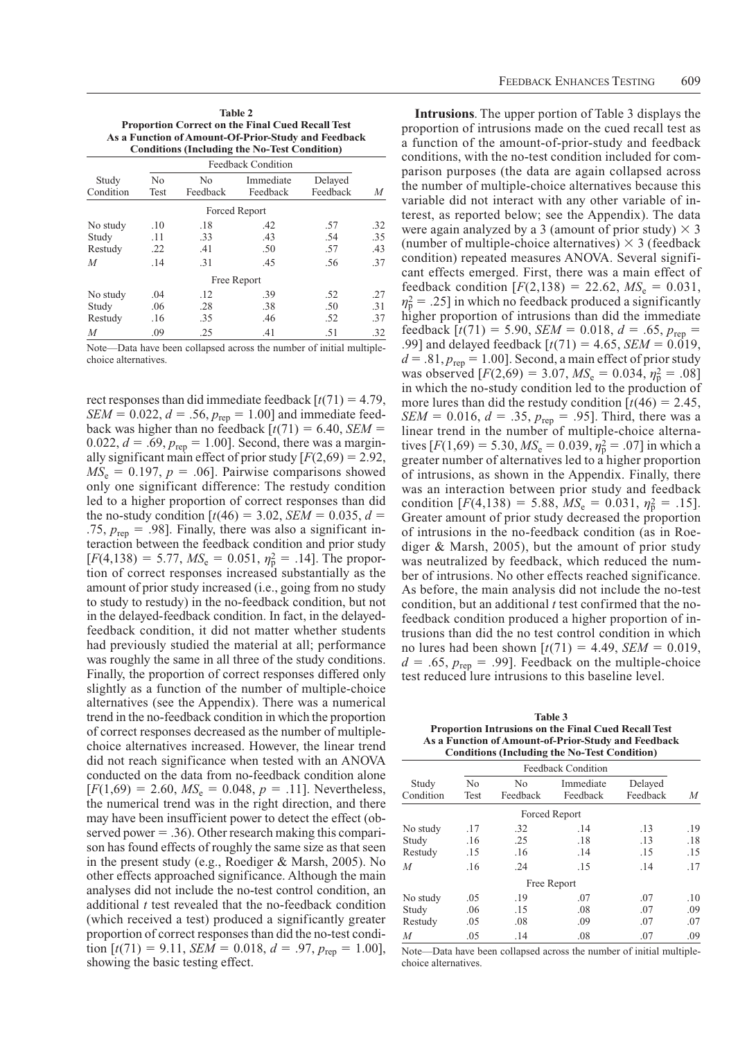**Table 2**
**Proportion Correct on the Final Cued Recall Test As a Function of Amount-Of-Prior-Study and Feedback Conditions (Including the No-Test Condition)**

| Study Condition | Feedback Condition | | | | |
|---|---|---|---|---|---|
| | No Test | No Feedback | Immediate Feedback | Delayed Feedback | *M* |
| **Forced Report** | | | | | |
| No study | .10 | .18 | .42 | .57 | .32 |
| Study | .11 | .33 | .43 | .54 | .35 |
| Restudy | .22 | .41 | .50 | .57 | .43 |
| *M* | .14 | .31 | .45 | .56 | .37 |
| **Free Report** | | | | | |
| No study | .04 | .12 | .39 | .52 | .27 |
| Study | .06 | .28 | .38 | .50 | .31 |
| Restudy | .16 | .35 | .46 | .52 | .37 |
| *M* | .09 | .25 | .41 | .51 | .32 |

Note—Data have been collapsed across the number of initial multiple-choice alternatives.

rect responses than did immediate feedback [$t(71) = 4.79$, $SEM = 0.022$, $d = .56$, $p_{rep} = 1.00$] and immediate feedback was higher than no feedback [$t(71) = 6.40$, $SEM = 0.022$, $d = .69$, $p_{rep} = 1.00$]. Second, there was a marginally significant main effect of prior study [$F(2,69) = 2.92$, $MS_e = 0.197$, $p = .06$]. Pairwise comparisons showed only one significant difference: The restudy condition led to a higher proportion of correct responses than did the no-study condition [$t(46) = 3.02$, $SEM = 0.035$, $d = .75$, $p_{rep} = .98$]. Finally, there was also a significant interaction between the feedback condition and prior study [$F(4,138) = 5.77$, $MS_e = 0.051$, $\eta_p^2 = .14$]. The proportion of correct responses increased substantially as the amount of prior study increased (i.e., going from no study to study to restudy) in the no-feedback condition, but not in the delayed-feedback condition. In fact, in the delayed-feedback condition, it did not matter whether students had previously studied the material at all; performance was roughly the same in all three of the study conditions. Finally, the proportion of correct responses differed only slightly as a function of the number of multiple-choice alternatives (see the Appendix). There was a numerical trend in the no-feedback condition in which the proportion of correct responses decreased as the number of multiple-choice alternatives increased. However, the linear trend did not reach significance when tested with an ANOVA conducted on the data from no-feedback condition alone [$F(1,69) = 2.60$, $MS_e = 0.048$, $p = .11$]. Nevertheless, the numerical trend was in the right direction, and there may have been insufficient power to detect the effect (observed power = .36). Other research making this comparison has found effects of roughly the same size as that seen in the present study (e.g., Roediger & Marsh, 2005). No other effects approached significance. Although the main analyses did not include the no-test control condition, an additional *t* test revealed that the no-feedback condition (which received a test) produced a significantly greater proportion of correct responses than did the no-test condition [$t(71) = 9.11$, $SEM = 0.018$, $d = .97$, $p_{rep} = 1.00$], showing the basic testing effect.

**Intrusions**. The upper portion of Table 3 displays the proportion of intrusions made on the cued recall test as a function of the amount-of-prior-study and feedback conditions, with the no-test condition included for comparison purposes (the data are again collapsed across the number of multiple-choice alternatives because this variable did not interact with any other variable of interest, as reported below; see the Appendix). The data were again analyzed by a 3 (amount of prior study) × 3 (number of multiple-choice alternatives) × 3 (feedback condition) repeated measures ANOVA. Several significant effects emerged. First, there was a main effect of feedback condition [$F(2,138) = 22.62$, $MS_e = 0.031$, $\eta_p^2 = .25$] in which no feedback produced a significantly higher proportion of intrusions than did the immediate feedback [$t(71) = 5.90$, $SEM = 0.018$, $d = .65$, $p_{rep} = .99$] and delayed feedback [$t(71) = 4.65$, $SEM = 0.019$, $d = .81$, $p_{rep} = 1.00$]. Second, a main effect of prior study was observed [$F(2,69) = 3.07$, $MS_e = 0.034$, $\eta_p^2 = .08$] in which the no-study condition led to the production of more lures than did the restudy condition [$t(46) = 2.45$, $SEM = 0.016$, $d = .35$, $p_{rep} = .95$]. Third, there was a linear trend in the number of multiple-choice alternatives [$F(1,69) = 5.30$, $MS_e = 0.039$, $\eta_p^2 = .07$] in which a greater number of alternatives led to a higher proportion of intrusions, as shown in the Appendix. Finally, there was an interaction between prior study and feedback condition [$F(4,138) = 5.88$, $MS_e = 0.031$, $\eta_p^2 = .15$]. Greater amount of prior study decreased the proportion of intrusions in the no-feedback condition (as in Roediger & Marsh, 2005), but the amount of prior study was neutralized by feedback, which reduced the number of intrusions. No other effects reached significance. As before, the main analysis did not include the no-test condition, but an additional *t* test confirmed that the no-feedback condition produced a higher proportion of intrusions than did the no test control condition in which no lures had been shown [$t(71) = 4.49$, $SEM = 0.019$, $d = .65$, $p_{rep} = .99$]. Feedback on the multiple-choice test reduced lure intrusions to this baseline level.

**Table 3**
**Proportion Intrusions on the Final Cued Recall Test As a Function of Amount-of-Prior-Study and Feedback Conditions (Including the No-Test Condition)**

| Study Condition | Feedback Condition | | | | |
|---|---|---|---|---|---|
| | No Test | No Feedback | Immediate Feedback | Delayed Feedback | *M* |
| **Forced Report** | | | | | |
| No study | .17 | .32 | .14 | .13 | .19 |
| Study | .16 | .25 | .18 | .13 | .18 |
| Restudy | .15 | .16 | .14 | .15 | .15 |
| *M* | .16 | .24 | .15 | .14 | .17 |
| **Free Report** | | | | | |
| No study | .05 | .19 | .07 | .07 | .10 |
| Study | .06 | .15 | .08 | .07 | .09 |
| Restudy | .05 | .08 | .09 | .07 | .07 |
| *M* | .05 | .14 | .08 | .07 | .09 |

Note—Data have been collapsed across the number of initial multiple-choice alternatives.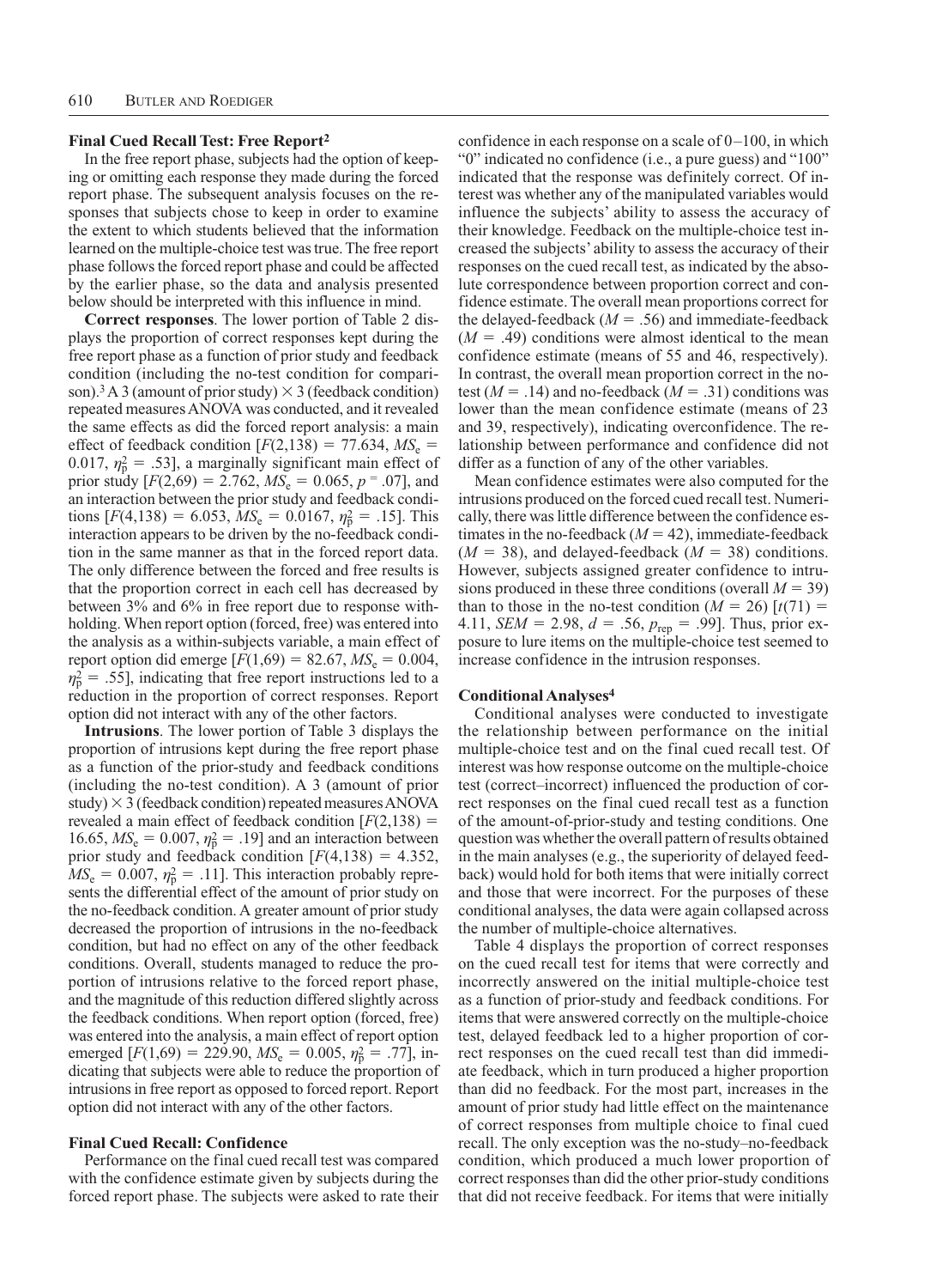### Final Cued Recall Test: Free Report[2]

In the free report phase, subjects had the option of keeping or omitting each response they made during the forced report phase. The subsequent analysis focuses on the responses that subjects chose to keep in order to examine the extent to which students believed that the information learned on the multiple-choice test was true. The free report phase follows the forced report phase and could be affected by the earlier phase, so the data and analysis presented below should be interpreted with this influence in mind.

**Correct responses**. The lower portion of Table 2 displays the proportion of correct responses kept during the free report phase as a function of prior study and feedback condition (including the no-test condition for comparison).[3] A 3 (amount of prior study) × 3 (feedback condition) repeated measures ANOVA was conducted, and it revealed the same effects as did the forced report analysis: a main effect of feedback condition [$F(2,138) = 77.634$, $MS_e = 0.017$, $\eta_p^2 = .53$], a marginally significant main effect of prior study [$F(2,69) = 2.762$, $MS_e = 0.065$, $p = .07$], and an interaction between the prior study and feedback conditions [$F(4,138) = 6.053$, $MS_e = 0.0167$, $\eta_p^2 = .15$]. This interaction appears to be driven by the no-feedback condition in the same manner as that in the forced report data. The only difference between the forced and free results is that the proportion correct in each cell has decreased by between 3% and 6% in free report due to response withholding. When report option (forced, free) was entered into the analysis as a within-subjects variable, a main effect of report option did emerge [$F(1,69) = 82.67$, $MS_e = 0.004$, $\eta_p^2 = .55$], indicating that free report instructions led to a reduction in the proportion of correct responses. Report option did not interact with any of the other factors.

**Intrusions**. The lower portion of Table 3 displays the proportion of intrusions kept during the free report phase as a function of the prior-study and feedback conditions (including the no-test condition). A 3 (amount of prior study) × 3 (feedback condition) repeated measures ANOVA revealed a main effect of feedback condition [$F(2,138) = 16.65$, $MS_e = 0.007$, $\eta_p^2 = .19$] and an interaction between prior study and feedback condition [$F(4,138) = 4.352$, $MS_e = 0.007$, $\eta_p^2 = .11$]. This interaction probably represents the differential effect of the amount of prior study on the no-feedback condition. A greater amount of prior study decreased the proportion of intrusions in the no-feedback condition, but had no effect on any of the other feedback conditions. Overall, students managed to reduce the proportion of intrusions relative to the forced report phase, and the magnitude of this reduction differed slightly across the feedback conditions. When report option (forced, free) was entered into the analysis, a main effect of report option emerged [$F(1,69) = 229.90$, $MS_e = 0.005$, $\eta_p^2 = .77$], indicating that subjects were able to reduce the proportion of intrusions in free report as opposed to forced report. Report option did not interact with any of the other factors.

### Final Cued Recall: Confidence

Performance on the final cued recall test was compared with the confidence estimate given by subjects during the forced report phase. The subjects were asked to rate their confidence in each response on a scale of 0–100, in which "0" indicated no confidence (i.e., a pure guess) and "100" indicated that the response was definitely correct. Of interest was whether any of the manipulated variables would influence the subjects' ability to assess the accuracy of their knowledge. Feedback on the multiple-choice test increased the subjects' ability to assess the accuracy of their responses on the cued recall test, as indicated by the absolute correspondence between proportion correct and confidence estimate. The overall mean proportions correct for the delayed-feedback ($M = .56$) and immediate-feedback ($M = .49$) conditions were almost identical to the mean confidence estimate (means of 55 and 46, respectively). In contrast, the overall mean proportion correct in the no-test ($M = .14$) and no-feedback ($M = .31$) conditions was lower than the mean confidence estimate (means of 23 and 39, respectively), indicating overconfidence. The relationship between performance and confidence did not differ as a function of any of the other variables.

Mean confidence estimates were also computed for the intrusions produced on the forced cued recall test. Numerically, there was little difference between the confidence estimates in the no-feedback ($M = 42$), immediate-feedback ($M = 38$), and delayed-feedback ($M = 38$) conditions. However, subjects assigned greater confidence to intrusions produced in these three conditions (overall $M = 39$) than to those in the no-test condition ($M = 26$) [$t(71) = 4.11$, $SEM = 2.98$, $d = .56$, $p_{\text{rep}} = .99$]. Thus, prior exposure to lure items on the multiple-choice test seemed to increase confidence in the intrusion responses.

### Conditional Analyses[4]

Conditional analyses were conducted to investigate the relationship between performance on the initial multiple-choice test and on the final cued recall test. Of interest was how response outcome on the multiple-choice test (correct–incorrect) influenced the production of correct responses on the final cued recall test as a function of the amount-of-prior-study and testing conditions. One question was whether the overall pattern of results obtained in the main analyses (e.g., the superiority of delayed feedback) would hold for both items that were initially correct and those that were incorrect. For the purposes of these conditional analyses, the data were again collapsed across the number of multiple-choice alternatives.

Table 4 displays the proportion of correct responses on the cued recall test for items that were correctly and incorrectly answered on the initial multiple-choice test as a function of prior-study and feedback conditions. For items that were answered correctly on the multiple-choice test, delayed feedback led to a higher proportion of correct responses on the cued recall test than did immediate feedback, which in turn produced a higher proportion than did no feedback. For the most part, increases in the amount of prior study had little effect on the maintenance of correct responses from multiple choice to final cued recall. The only exception was the no-study–no-feedback condition, which produced a much lower proportion of correct responses than did the other prior-study conditions that did not receive feedback. For items that were initially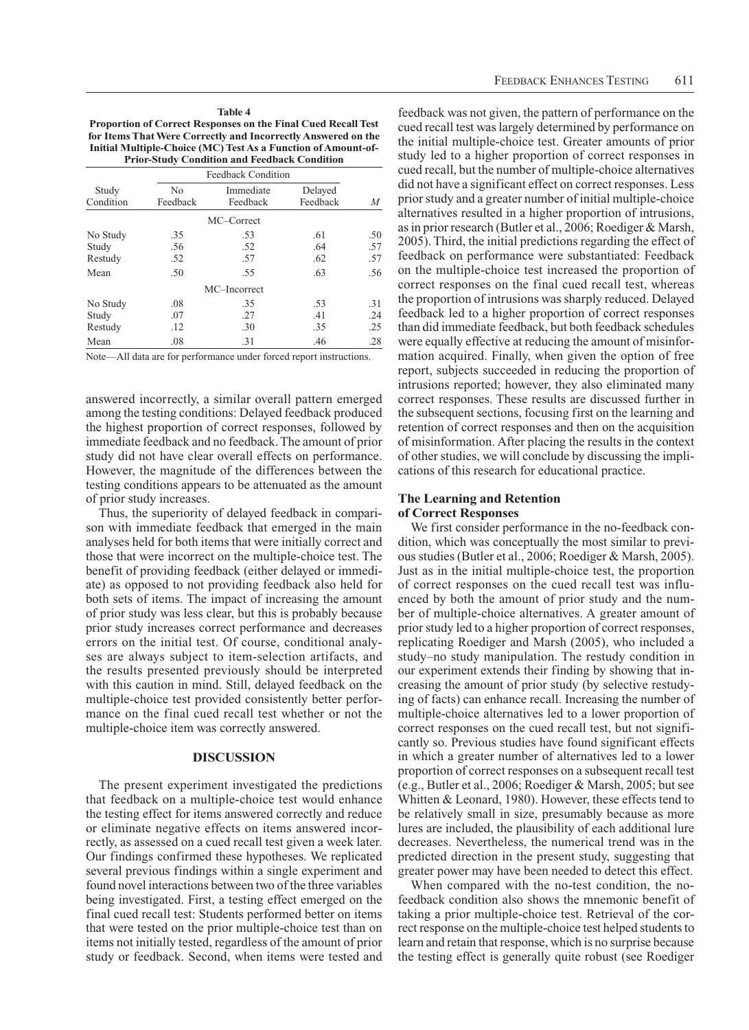**Table 4**
**Proportion of Correct Responses on the Final Cued Recall Test for Items That Were Correctly and Incorrectly Answered on the Initial Multiple-Choice (MC) Test As a Function of Amount-of-Prior-Study Condition and Feedback Condition**

| Study Condition | Feedback Condition | | | |
|---|---|---|---|---|
| | No Feedback | Immediate Feedback | Delayed Feedback | *M* |
| | | MC–Correct | | |
| No Study | .35 | .53 | .61 | .50 |
| Study | .56 | .52 | .64 | .57 |
| Restudy | .52 | .57 | .62 | .57 |
| Mean | .50 | .55 | .63 | .56 |
| | | MC–Incorrect | | |
| No Study | .08 | .35 | .53 | .31 |
| Study | .07 | .27 | .41 | .24 |
| Restudy | .12 | .30 | .35 | .25 |
| Mean | .08 | .31 | .46 | .28 |

Note—All data are for performance under forced report instructions.

answered incorrectly, a similar overall pattern emerged among the testing conditions: Delayed feedback produced the highest proportion of correct responses, followed by immediate feedback and no feedback. The amount of prior study did not have clear overall effects on performance. However, the magnitude of the differences between the testing conditions appears to be attenuated as the amount of prior study increases.

Thus, the superiority of delayed feedback in comparison with immediate feedback that emerged in the main analyses held for both items that were initially correct and those that were incorrect on the multiple-choice test. The benefit of providing feedback (either delayed or immediate) as opposed to not providing feedback also held for both sets of items. The impact of increasing the amount of prior study was less clear, but this is probably because prior study increases correct performance and decreases errors on the initial test. Of course, conditional analyses are always subject to item-selection artifacts, and the results presented previously should be interpreted with this caution in mind. Still, delayed feedback on the multiple-choice test provided consistently better performance on the final cued recall test whether or not the multiple-choice item was correctly answered.

## DISCUSSION

The present experiment investigated the predictions that feedback on a multiple-choice test would enhance the testing effect for items answered correctly and reduce or eliminate negative effects on items answered incorrectly, as assessed on a cued recall test given a week later. Our findings confirmed these hypotheses. We replicated several previous findings within a single experiment and found novel interactions between two of the three variables being investigated. First, a testing effect emerged on the final cued recall test: Students performed better on items that were tested on the prior multiple-choice test than on items not initially tested, regardless of the amount of prior study or feedback. Second, when items were tested and feedback was not given, the pattern of performance on the cued recall test was largely determined by performance on the initial multiple-choice test. Greater amounts of prior study led to a higher proportion of correct responses in cued recall, but the number of multiple-choice alternatives did not have a significant effect on correct responses. Less prior study and a greater number of initial multiple-choice alternatives resulted in a higher proportion of intrusions, as in prior research (Butler et al., 2006; Roediger & Marsh, 2005). Third, the initial predictions regarding the effect of feedback on performance were substantiated: Feedback on the multiple-choice test increased the proportion of correct responses on the final cued recall test, whereas the proportion of intrusions was sharply reduced. Delayed feedback led to a higher proportion of correct responses than did immediate feedback, but both feedback schedules were equally effective at reducing the amount of misinformation acquired. Finally, when given the option of free report, subjects succeeded in reducing the proportion of intrusions reported; however, they also eliminated many correct responses. These results are discussed further in the subsequent sections, focusing first on the learning and retention of correct responses and then on the acquisition of misinformation. After placing the results in the context of other studies, we will conclude by discussing the implications of this research for educational practice.

### The Learning and Retention of Correct Responses

We first consider performance in the no-feedback condition, which was conceptually the most similar to previous studies (Butler et al., 2006; Roediger & Marsh, 2005). Just as in the initial multiple-choice test, the proportion of correct responses on the cued recall test was influenced by both the amount of prior study and the number of multiple-choice alternatives. A greater amount of prior study led to a higher proportion of correct responses, replicating Roediger and Marsh (2005), who included a study–no study manipulation. The restudy condition in our experiment extends their finding by showing that increasing the amount of prior study (by selective restudying of facts) can enhance recall. Increasing the number of multiple-choice alternatives led to a lower proportion of correct responses on the cued recall test, but not significantly so. Previous studies have found significant effects in which a greater number of alternatives led to a lower proportion of correct responses on a subsequent recall test (e.g., Butler et al., 2006; Roediger & Marsh, 2005; but see Whitten & Leonard, 1980). However, these effects tend to be relatively small in size, presumably because as more lures are included, the plausibility of each additional lure decreases. Nevertheless, the numerical trend was in the predicted direction in the present study, suggesting that greater power may have been needed to detect this effect.

When compared with the no-test condition, the no-feedback condition also shows the mnemonic benefit of taking a prior multiple-choice test. Retrieval of the correct response on the multiple-choice test helped students to learn and retain that response, which is no surprise because the testing effect is generally quite robust (see Roediger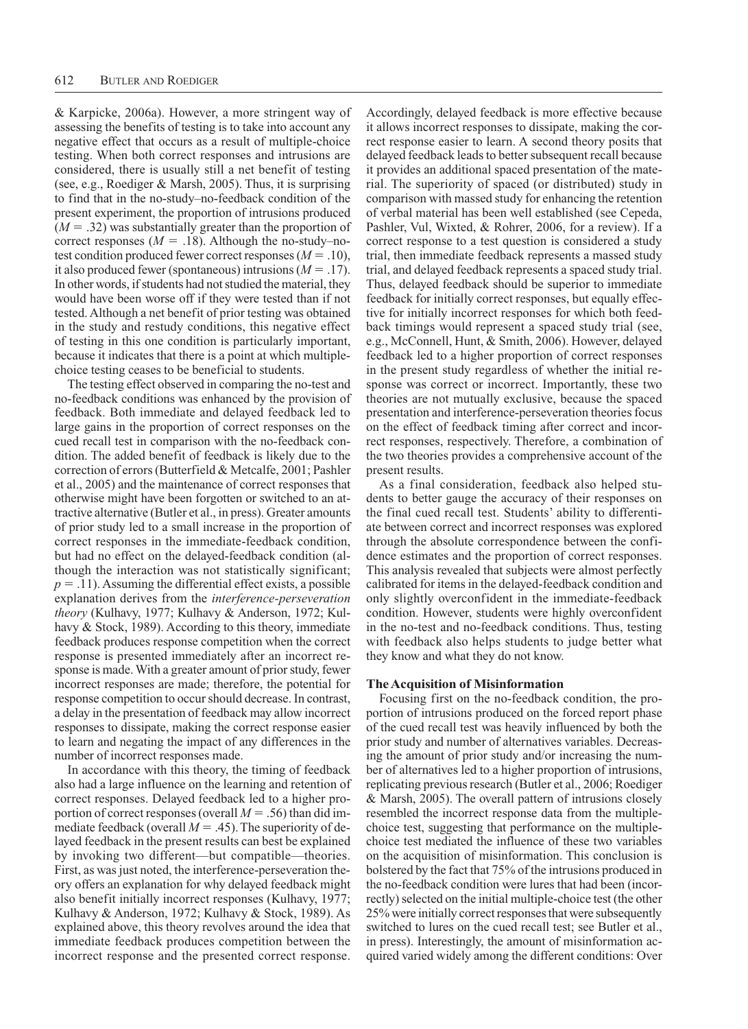& Karpicke, 2006a). However, a more stringent way of assessing the benefits of testing is to take into account any negative effect that occurs as a result of multiple-choice testing. When both correct responses and intrusions are considered, there is usually still a net benefit of testing (see, e.g., Roediger & Marsh, 2005). Thus, it is surprising to find that in the no-study–no-feedback condition of the present experiment, the proportion of intrusions produced ($M = .32$) was substantially greater than the proportion of correct responses ($M = .18$). Although the no-study–no-test condition produced fewer correct responses ($M = .10$), it also produced fewer (spontaneous) intrusions ($M = .17$). In other words, if students had not studied the material, they would have been worse off if they were tested than if not tested. Although a net benefit of prior testing was obtained in the study and restudy conditions, this negative effect of testing in this one condition is particularly important, because it indicates that there is a point at which multiple-choice testing ceases to be beneficial to students.

The testing effect observed in comparing the no-test and no-feedback conditions was enhanced by the provision of feedback. Both immediate and delayed feedback led to large gains in the proportion of correct responses on the cued recall test in comparison with the no-feedback condition. The added benefit of feedback is likely due to the correction of errors (Butterfield & Metcalfe, 2001; Pashler et al., 2005) and the maintenance of correct responses that otherwise might have been forgotten or switched to an attractive alternative (Butler et al., in press). Greater amounts of prior study led to a small increase in the proportion of correct responses in the immediate-feedback condition, but had no effect on the delayed-feedback condition (although the interaction was not statistically significant; $p = .11$). Assuming the differential effect exists, a possible explanation derives from the *interference-perseveration theory* (Kulhavy, 1977; Kulhavy & Anderson, 1972; Kulhavy & Stock, 1989). According to this theory, immediate feedback produces response competition when the correct response is presented immediately after an incorrect response is made. With a greater amount of prior study, fewer incorrect responses are made; therefore, the potential for response competition to occur should decrease. In contrast, a delay in the presentation of feedback may allow incorrect responses to dissipate, making the correct response easier to learn and negating the impact of any differences in the number of incorrect responses made.

In accordance with this theory, the timing of feedback also had a large influence on the learning and retention of correct responses. Delayed feedback led to a higher proportion of correct responses (overall $M = .56$) than did immediate feedback (overall $M = .45$). The superiority of delayed feedback in the present results can best be explained by invoking two different—but compatible—theories. First, as was just noted, the interference-perseveration theory offers an explanation for why delayed feedback might also benefit initially incorrect responses (Kulhavy, 1977; Kulhavy & Anderson, 1972; Kulhavy & Stock, 1989). As explained above, this theory revolves around the idea that immediate feedback produces competition between the incorrect response and the presented correct response. Accordingly, delayed feedback is more effective because it allows incorrect responses to dissipate, making the correct response easier to learn. A second theory posits that delayed feedback leads to better subsequent recall because it provides an additional spaced presentation of the material. The superiority of spaced (or distributed) study in comparison with massed study for enhancing the retention of verbal material has been well established (see Cepeda, Pashler, Vul, Wixted, & Rohrer, 2006, for a review). If a correct response to a test question is considered a study trial, then immediate feedback represents a massed study trial, and delayed feedback represents a spaced study trial. Thus, delayed feedback should be superior to immediate feedback for initially correct responses, but equally effective for initially incorrect responses for which both feedback timings would represent a spaced study trial (see, e.g., McConnell, Hunt, & Smith, 2006). However, delayed feedback led to a higher proportion of correct responses in the present study regardless of whether the initial response was correct or incorrect. Importantly, these two theories are not mutually exclusive, because the spaced presentation and interference-perseveration theories focus on the effect of feedback timing after correct and incorrect responses, respectively. Therefore, a combination of the two theories provides a comprehensive account of the present results.

As a final consideration, feedback also helped students to better gauge the accuracy of their responses on the final cued recall test. Students' ability to differentiate between correct and incorrect responses was explored through the absolute correspondence between the confidence estimates and the proportion of correct responses. This analysis revealed that subjects were almost perfectly calibrated for items in the delayed-feedback condition and only slightly overconfident in the immediate-feedback condition. However, students were highly overconfident in the no-test and no-feedback conditions. Thus, testing with feedback also helps students to judge better what they know and what they do not know.

### The Acquisition of Misinformation

Focusing first on the no-feedback condition, the proportion of intrusions produced on the forced report phase of the cued recall test was heavily influenced by both the prior study and number of alternatives variables. Decreasing the amount of prior study and/or increasing the number of alternatives led to a higher proportion of intrusions, replicating previous research (Butler et al., 2006; Roediger & Marsh, 2005). The overall pattern of intrusions closely resembled the incorrect response data from the multiple-choice test, suggesting that performance on the multiple-choice test mediated the influence of these two variables on the acquisition of misinformation. This conclusion is bolstered by the fact that 75% of the intrusions produced in the no-feedback condition were lures that had been (incorrectly) selected on the initial multiple-choice test (the other 25% were initially correct responses that were subsequently switched to lures on the cued recall test; see Butler et al., in press). Interestingly, the amount of misinformation acquired varied widely among the different conditions: Over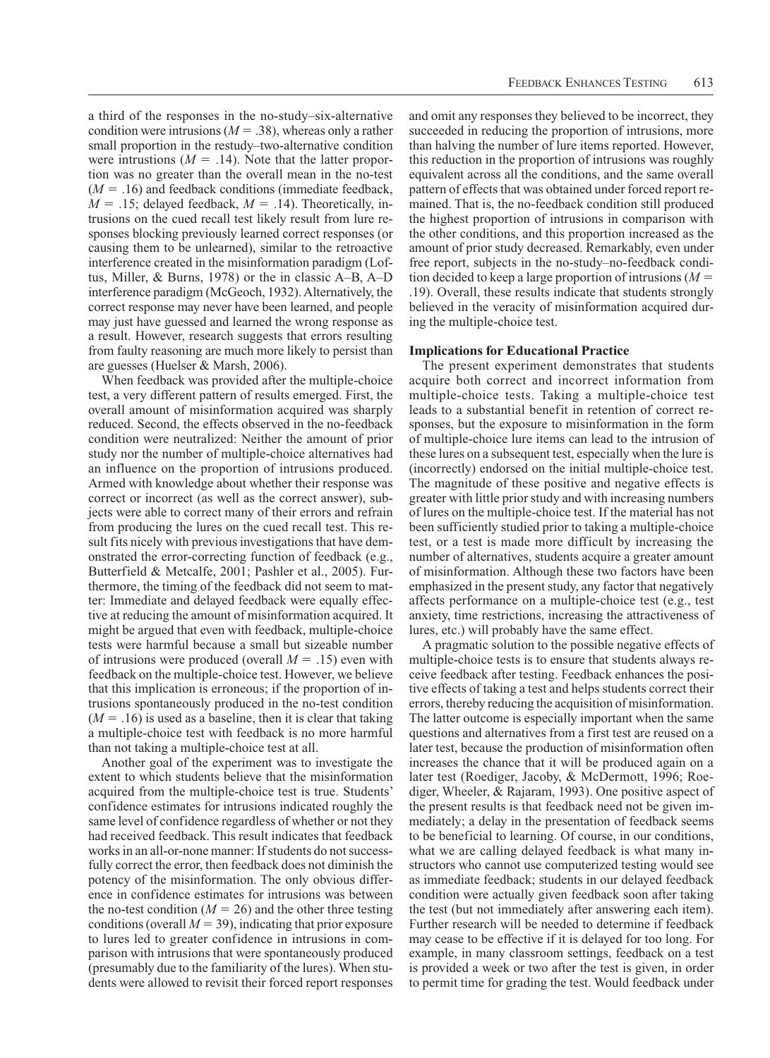a third of the responses in the no-study–six-alternative condition were intrusions ($M = .38$), whereas only a rather small proportion in the restudy–two-alternative condition were intrusions ($M = .14$). Note that the latter proportion was no greater than the overall mean in the no-test ($M = .16$) and feedback conditions (immediate feedback, $M = .15$; delayed feedback, $M = .14$). Theoretically, intrusions on the cued recall test likely result from lure responses blocking previously learned correct responses (or causing them to be unlearned), similar to the retroactive interference created in the misinformation paradigm (Loftus, Miller, & Burns, 1978) or the in classic A–B, A–D interference paradigm (McGeoch, 1932). Alternatively, the correct response may never have been learned, and people may just have guessed and learned the wrong response as a result. However, research suggests that errors resulting from faulty reasoning are much more likely to persist than are guesses (Huelser & Marsh, 2006).

When feedback was provided after the multiple-choice test, a very different pattern of results emerged. First, the overall amount of misinformation acquired was sharply reduced. Second, the effects observed in the no-feedback condition were neutralized: Neither the amount of prior study nor the number of multiple-choice alternatives had an influence on the proportion of intrusions produced. Armed with knowledge about whether their response was correct or incorrect (as well as the correct answer), subjects were able to correct many of their errors and refrain from producing the lures on the cued recall test. This result fits nicely with previous investigations that have demonstrated the error-correcting function of feedback (e.g., Butterfield & Metcalfe, 2001; Pashler et al., 2005). Furthermore, the timing of the feedback did not seem to matter: Immediate and delayed feedback were equally effective at reducing the amount of misinformation acquired. It might be argued that even with feedback, multiple-choice tests were harmful because a small but sizeable number of intrusions were produced (overall $M = .15$) even with feedback on the multiple-choice test. However, we believe that this implication is erroneous; if the proportion of intrusions spontaneously produced in the no-test condition ($M = .16$) is used as a baseline, then it is clear that taking a multiple-choice test with feedback is no more harmful than not taking a multiple-choice test at all.

Another goal of the experiment was to investigate the extent to which students believe that the misinformation acquired from the multiple-choice test is true. Students' confidence estimates for intrusions indicated roughly the same level of confidence regardless of whether or not they had received feedback. This result indicates that feedback works in an all-or-none manner: If students do not successfully correct the error, then feedback does not diminish the potency of the misinformation. The only obvious difference in confidence estimates for intrusions was between the no-test condition ($M = 26$) and the other three testing conditions (overall $M = 39$), indicating that prior exposure to lures led to greater confidence in intrusions in comparison with intrusions that were spontaneously produced (presumably due to the familiarity of the lures). When students were allowed to revisit their forced report responses and omit any responses they believed to be incorrect, they succeeded in reducing the proportion of intrusions, more than halving the number of lure items reported. However, this reduction in the proportion of intrusions was roughly equivalent across all the conditions, and the same overall pattern of effects that was obtained under forced report remained. That is, the no-feedback condition still produced the highest proportion of intrusions in comparison with the other conditions, and this proportion increased as the amount of prior study decreased. Remarkably, even under free report, subjects in the no-study–no-feedback condition decided to keep a large proportion of intrusions ($M = .19$). Overall, these results indicate that students strongly believed in the veracity of misinformation acquired during the multiple-choice test.

### Implications for Educational Practice

The present experiment demonstrates that students acquire both correct and incorrect information from multiple-choice tests. Taking a multiple-choice test leads to a substantial benefit in retention of correct responses, but the exposure to misinformation in the form of multiple-choice lure items can lead to the intrusion of these lures on a subsequent test, especially when the lure is (incorrectly) endorsed on the initial multiple-choice test. The magnitude of these positive and negative effects is greater with little prior study and with increasing numbers of lures on the multiple-choice test. If the material has not been sufficiently studied prior to taking a multiple-choice test, or a test is made more difficult by increasing the number of alternatives, students acquire a greater amount of misinformation. Although these two factors have been emphasized in the present study, any factor that negatively affects performance on a multiple-choice test (e.g., test anxiety, time restrictions, increasing the attractiveness of lures, etc.) will probably have the same effect.

A pragmatic solution to the possible negative effects of multiple-choice tests is to ensure that students always receive feedback after testing. Feedback enhances the positive effects of taking a test and helps students correct their errors, thereby reducing the acquisition of misinformation. The latter outcome is especially important when the same questions and alternatives from a first test are reused on a later test, because the production of misinformation often increases the chance that it will be produced again on a later test (Roediger, Jacoby, & McDermott, 1996; Roediger, Wheeler, & Rajaram, 1993). One positive aspect of the present results is that feedback need not be given immediately; a delay in the presentation of feedback seems to be beneficial to learning. Of course, in our conditions, what we are calling delayed feedback is what many instructors who cannot use computerized testing would see as immediate feedback; students in our delayed feedback condition were actually given feedback soon after taking the test (but not immediately after answering each item). Further research will be needed to determine if feedback may cease to be effective if it is delayed for too long. For example, in many classroom settings, feedback on a test is provided a week or two after the test is given, in order to permit time for grading the test. Would feedback under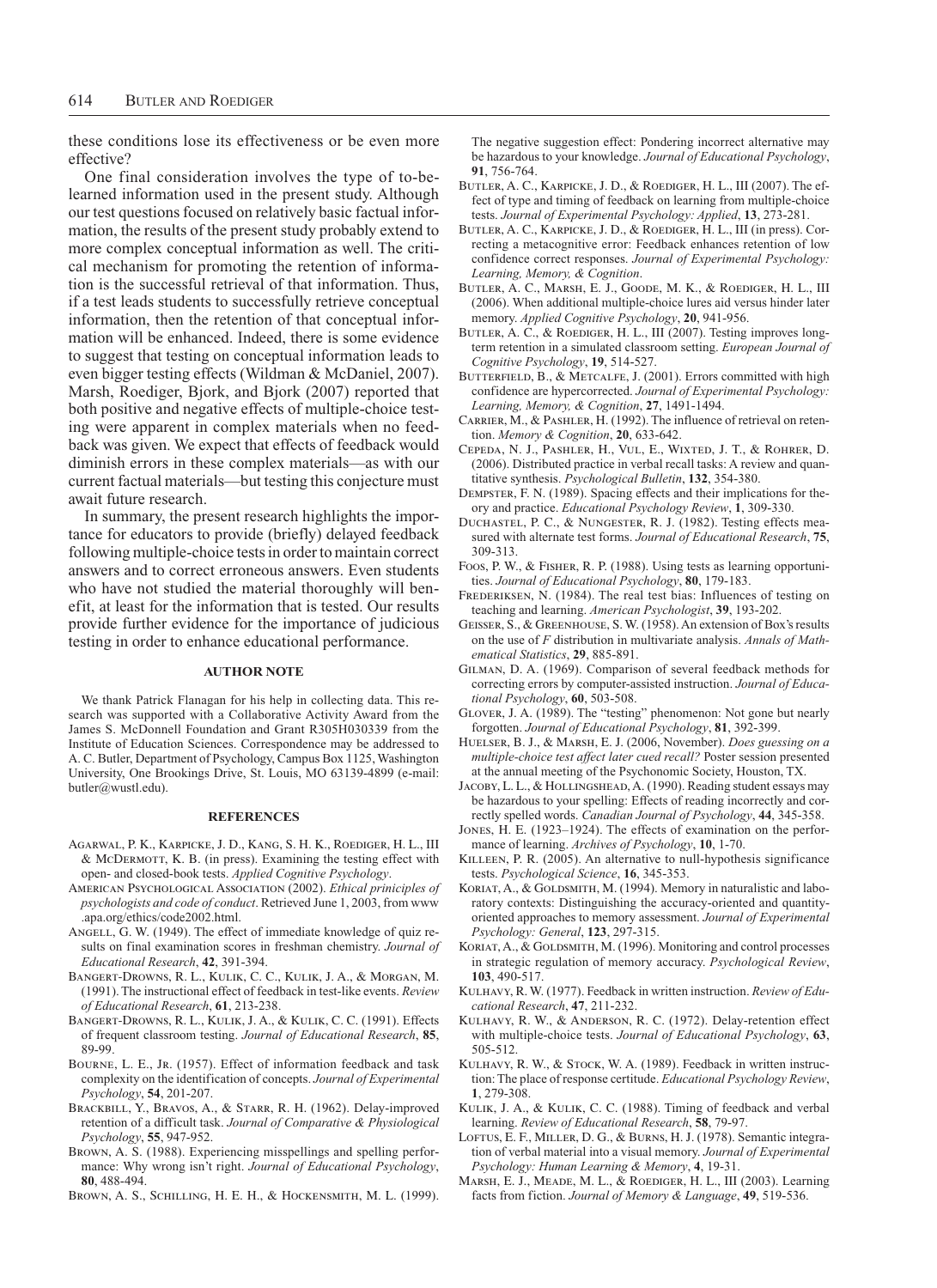these conditions lose its effectiveness or be even more effective?

One final consideration involves the type of to-be-learned information used in the present study. Although our test questions focused on relatively basic factual information, the results of the present study probably extend to more complex conceptual information as well. The critical mechanism for promoting the retention of information is the successful retrieval of that information. Thus, if a test leads students to successfully retrieve conceptual information, then the retention of that conceptual information will be enhanced. Indeed, there is some evidence to suggest that testing on conceptual information leads to even bigger testing effects (Wildman & McDaniel, 2007). Marsh, Roediger, Bjork, and Bjork (2007) reported that both positive and negative effects of multiple-choice testing were apparent in complex materials when no feedback was given. We expect that effects of feedback would diminish errors in these complex materials—as with our current factual materials—but testing this conjecture must await future research.

In summary, the present research highlights the importance for educators to provide (briefly) delayed feedback following multiple-choice tests in order to maintain correct answers and to correct erroneous answers. Even students who have not studied the material thoroughly will benefit, at least for the information that is tested. Our results provide further evidence for the importance of judicious testing in order to enhance educational performance.

## AUTHOR NOTE

We thank Patrick Flanagan for his help in collecting data. This research was supported with a Collaborative Activity Award from the James S. McDonnell Foundation and Grant R305H030339 from the Institute of Education Sciences. Correspondence may be addressed to A. C. Butler, Department of Psychology, Campus Box 1125, Washington University, One Brookings Drive, St. Louis, MO 63139-4899 (e-mail: butler@wustl.edu).

## REFERENCES

Agarwal, P. K., Karpicke, J. D., Kang, S. H. K., Roediger, H. L., III & McDermott, K. B. (in press). Examining the testing effect with open- and closed-book tests. *Applied Cognitive Psychology*.

American Psychological Association (2002). *Ethical priniciples of psychologists and code of conduct*. Retrieved June 1, 2003, from www.apa.org/ethics/code2002.html.

Angell, G. W. (1949). The effect of immediate knowledge of quiz results on final examination scores in freshman chemistry. *Journal of Educational Research*, **42**, 391-394.

Bangert-Drowns, R. L., Kulik, C. C., Kulik, J. A., & Morgan, M. (1991). The instructional effect of feedback in test-like events. *Review of Educational Research*, **61**, 213-238.

Bangert-Drowns, R. L., Kulik, J. A., & Kulik, C. C. (1991). Effects of frequent classroom testing. *Journal of Educational Research*, **85**, 89-99.

Bourne, L. E., Jr. (1957). Effect of information feedback and task complexity on the identification of concepts. *Journal of Experimental Psychology*, **54**, 201-207.

Brackbill, Y., Bravos, A., & Starr, R. H. (1962). Delay-improved retention of a difficult task. *Journal of Comparative & Physiological Psychology*, **55**, 947-952.

Brown, A. S. (1988). Experiencing misspellings and spelling performance: Why wrong isn't right. *Journal of Educational Psychology*, **80**, 488-494.

Brown, A. S., Schilling, H. E. H., & Hockensmith, M. L. (1999). The negative suggestion effect: Pondering incorrect alternative may be hazardous to your knowledge. *Journal of Educational Psychology*, **91**, 756-764.

Butler, A. C., Karpicke, J. D., & Roediger, H. L., III (2007). The effect of type and timing of feedback on learning from multiple-choice tests. *Journal of Experimental Psychology: Applied*, **13**, 273-281.

Butler, A. C., Karpicke, J. D., & Roediger, H. L., III (in press). Correcting a metacognitive error: Feedback enhances retention of low confidence correct responses. *Journal of Experimental Psychology: Learning, Memory, & Cognition*.

Butler, A. C., Marsh, E. J., Goode, M. K., & Roediger, H. L., III (2006). When additional multiple-choice lures aid versus hinder later memory. *Applied Cognitive Psychology*, **20**, 941-956.

Butler, A. C., & Roediger, H. L., III (2007). Testing improves long-term retention in a simulated classroom setting. *European Journal of Cognitive Psychology*, **19**, 514-527.

Butterfield, B., & Metcalfe, J. (2001). Errors committed with high confidence are hypercorrected. *Journal of Experimental Psychology: Learning, Memory, & Cognition*, **27**, 1491-1494.

Carrier, M., & Pashler, H. (1992). The influence of retrieval on retention. *Memory & Cognition*, **20**, 633-642.

Cepeda, N. J., Pashler, H., Vul, E., Wixted, J. T., & Rohrer, D. (2006). Distributed practice in verbal recall tasks: A review and quantitative synthesis. *Psychological Bulletin*, **132**, 354-380.

Dempster, F. N. (1989). Spacing effects and their implications for theory and practice. *Educational Psychology Review*, **1**, 309-330.

Duchastel, P. C., & Nungester, R. J. (1982). Testing effects measured with alternate test forms. *Journal of Educational Research*, **75**, 309-313.

Foos, P. W., & Fisher, R. P. (1988). Using tests as learning opportunities. *Journal of Educational Psychology*, **80**, 179-183.

Frederiksen, N. (1984). The real test bias: Influences of testing on teaching and learning. *American Psychologist*, **39**, 193-202.

Geisser, S., & Greenhouse, S. W. (1958). An extension of Box's results on the use of *F* distribution in multivariate analysis. *Annals of Mathematical Statistics*, **29**, 885-891.

Gilman, D. A. (1969). Comparison of several feedback methods for correcting errors by computer-assisted instruction. *Journal of Educational Psychology*, **60**, 503-508.

Glover, J. A. (1989). The "testing" phenomenon: Not gone but nearly forgotten. *Journal of Educational Psychology*, **81**, 392-399.

Huelser, B. J., & Marsh, E. J. (2006, November). *Does guessing on a multiple-choice test affect later cued recall?* Poster session presented at the annual meeting of the Psychonomic Society, Houston, TX.

Jacoby, L. L., & Hollingshead, A. (1990). Reading student essays may be hazardous to your spelling: Effects of reading incorrectly and correctly spelled words. *Canadian Journal of Psychology*, **44**, 345-358.

Jones, H. E. (1923–1924). The effects of examination on the performance of learning. *Archives of Psychology*, **10**, 1-70.

Killeen, P. R. (2005). An alternative to null-hypothesis significance tests. *Psychological Science*, **16**, 345-353.

Koriat, A., & Goldsmith, M. (1994). Memory in naturalistic and laboratory contexts: Distinguishing the accuracy-oriented and quantity-oriented approaches to memory assessment. *Journal of Experimental Psychology: General*, **123**, 297-315.

Koriat, A., & Goldsmith, M. (1996). Monitoring and control processes in strategic regulation of memory accuracy. *Psychological Review*, **103**, 490-517.

Kulhavy, R. W. (1977). Feedback in written instruction. *Review of Educational Research*, **47**, 211-232.

Kulhavy, R. W., & Anderson, R. C. (1972). Delay-retention effect with multiple-choice tests. *Journal of Educational Psychology*, **63**, 505-512.

Kulhavy, R. W., & Stock, W. A. (1989). Feedback in written instruction: The place of response certitude. *Educational Psychology Review*, **1**, 279-308.

Kulik, J. A., & Kulik, C. C. (1988). Timing of feedback and verbal learning. *Review of Educational Research*, **58**, 79-97.

Loftus, E. F., Miller, D. G., & Burns, H. J. (1978). Semantic integration of verbal material into a visual memory. *Journal of Experimental Psychology: Human Learning & Memory*, **4**, 19-31.

Marsh, E. J., Meade, M. L., & Roediger, H. L., III (2003). Learning facts from fiction. *Journal of Memory & Language*, **49**, 519-536.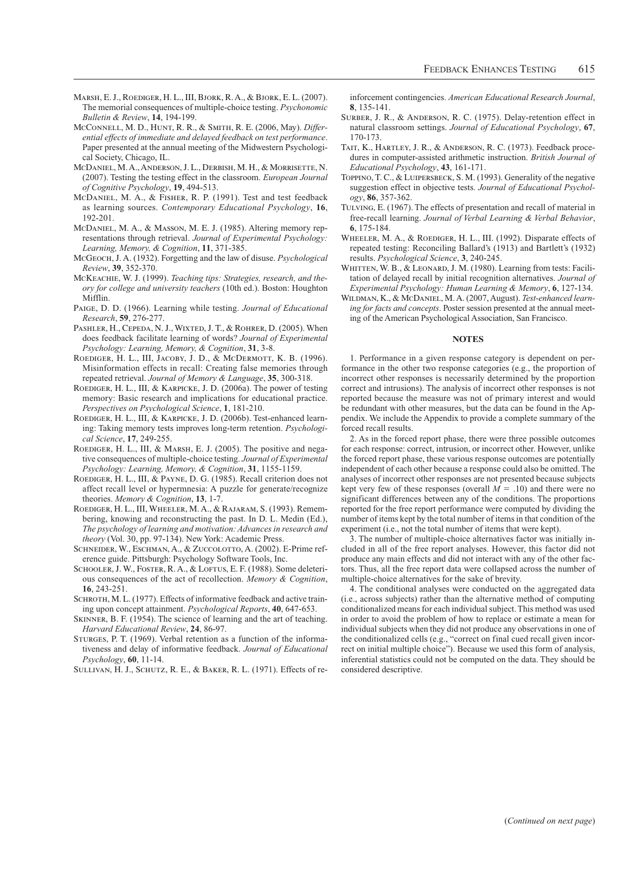Marsh, E. J., Roediger, H. L., III, Bjork, R. A., & Bjork, E. L. (2007). The memorial consequences of multiple-choice testing. *Psychonomic Bulletin & Review*, **14**, 194-199.

McConnell, M. D., Hunt, R. R., & Smith, R. E. (2006, May). *Differential effects of immediate and delayed feedback on test performance*. Paper presented at the annual meeting of the Midwestern Psychological Society, Chicago, IL.

McDaniel, M. A., Anderson, J. L., Derbish, M. H., & Morrisette, N. (2007). Testing the testing effect in the classroom. *European Journal of Cognitive Psychology*, **19**, 494-513.

McDaniel, M. A., & Fisher, R. P. (1991). Test and test feedback as learning sources. *Contemporary Educational Psychology*, **16**, 192-201.

McDaniel, M. A., & Masson, M. E. J. (1985). Altering memory representations through retrieval. *Journal of Experimental Psychology: Learning, Memory, & Cognition*, **11**, 371-385.

McGeoch, J. A. (1932). Forgetting and the law of disuse. *Psychological Review*, **39**, 352-370.

McKeachie, W. J. (1999). *Teaching tips: Strategies, research, and theory for college and university teachers* (10th ed.). Boston: Houghton Mifflin.

Paige, D. D. (1966). Learning while testing. *Journal of Educational Research*, **59**, 276-277.

Pashler, H., Cepeda, N. J., Wixted, J. T., & Rohrer, D. (2005). When does feedback facilitate learning of words? *Journal of Experimental Psychology: Learning, Memory, & Cognition*, **31**, 3-8.

Roediger, H. L., III, Jacoby, J. D., & McDermott, K. B. (1996). Misinformation effects in recall: Creating false memories through repeated retrieval. *Journal of Memory & Language*, **35**, 300-318.

Roediger, H. L., III, & Karpicke, J. D. (2006a). The power of testing memory: Basic research and implications for educational practice. *Perspectives on Psychological Science*, **1**, 181-210.

Roediger, H. L., III, & Karpicke, J. D. (2006b). Test-enhanced learning: Taking memory tests improves long-term retention. *Psychological Science*, **17**, 249-255.

Roediger, H. L., III, & Marsh, E. J. (2005). The positive and negative consequences of multiple-choice testing. *Journal of Experimental Psychology: Learning, Memory, & Cognition*, **31**, 1155-1159.

Roediger, H. L., III, & Payne, D. G. (1985). Recall criterion does not affect recall level or hypermnesia: A puzzle for generate/recognize theories. *Memory & Cognition*, **13**, 1-7.

Roediger, H. L., III, Wheeler, M. A., & Rajaram, S. (1993). Remembering, knowing and reconstructing the past. In D. L. Medin (Ed.), *The psychology of learning and motivation: Advances in research and theory* (Vol. 30, pp. 97-134). New York: Academic Press.

Schneider, W., Eschman, A., & Zuccolotto, A. (2002). E-Prime reference guide. Pittsburgh: Psychology Software Tools, Inc.

Schooler, J. W., Foster, R. A., & Loftus, E. F. (1988). Some deleterious consequences of the act of recollection. *Memory & Cognition*, **16**, 243-251.

Schroth, M. L. (1977). Effects of informative feedback and active training upon concept attainment. *Psychological Reports*, **40**, 647-653.

Skinner, B. F. (1954). The science of learning and the art of teaching. *Harvard Educational Review*, **24**, 86-97.

Sturges, P. T. (1969). Verbal retention as a function of the informativeness and delay of informative feedback. *Journal of Educational Psychology*, **60**, 11-14.

Sullivan, H. J., Schutz, R. E., & Baker, R. L. (1971). Effects of reinforcement contingencies. *American Educational Research Journal*, **8**, 135-141.

Surber, J. R., & Anderson, R. C. (1975). Delay-retention effect in natural classroom settings. *Journal of Educational Psychology*, **67**, 170-173.

Tait, K., Hartley, J. R., & Anderson, R. C. (1973). Feedback procedures in computer-assisted arithmetic instruction. *British Journal of Educational Psychology*, **43**, 161-171.

Toppino, T. C., & Luipersbeck, S. M. (1993). Generality of the negative suggestion effect in objective tests. *Journal of Educational Psychology*, **86**, 357-362.

Tulving, E. (1967). The effects of presentation and recall of material in free-recall learning. *Journal of Verbal Learning & Verbal Behavior*, **6**, 175-184.

Wheeler, M. A., & Roediger, H. L., III. (1992). Disparate effects of repeated testing: Reconciling Ballard's (1913) and Bartlett's (1932) results. *Psychological Science*, **3**, 240-245.

Whitten, W. B., & Leonard, J. M. (1980). Learning from tests: Facilitation of delayed recall by initial recognition alternatives. *Journal of Experimental Psychology: Human Learning & Memory*, **6**, 127-134.

Wildman, K., & McDaniel, M. A. (2007, August). *Test-enhanced learning for facts and concepts*. Poster session presented at the annual meeting of the American Psychological Association, San Francisco.

## NOTES

1. Performance in a given response category is dependent on performance in the other two response categories (e.g., the proportion of incorrect other responses is necessarily determined by the proportion correct and intrusions). The analysis of incorrect other responses is not reported because the measure was not of primary interest and would be redundant with other measures, but the data can be found in the Appendix. We include the Appendix to provide a complete summary of the forced recall results.

2. As in the forced report phase, there were three possible outcomes for each response: correct, intrusion, or incorrect other. However, unlike the forced report phase, these various response outcomes are potentially independent of each other because a response could also be omitted. The analyses of incorrect other responses are not presented because subjects kept very few of these responses (overall $M = .10$) and there were no significant differences between any of the conditions. The proportions reported for the free report performance were computed by dividing the number of items kept by the total number of items in that condition of the experiment (i.e., not the total number of items that were kept).

3. The number of multiple-choice alternatives factor was initially included in all of the free report analyses. However, this factor did not produce any main effects and did not interact with any of the other factors. Thus, all the free report data were collapsed across the number of multiple-choice alternatives for the sake of brevity.

4. The conditional analyses were conducted on the aggregated data (i.e., across subjects) rather than the alternative method of computing conditionalized means for each individual subject. This method was used in order to avoid the problem of how to replace or estimate a mean for individual subjects when they did not produce any observations in one of the conditionalized cells (e.g., "correct on final cued recall given incorrect on initial multiple choice"). Because we used this form of analysis, inferential statistics could not be computed on the data. They should be considered descriptive.

(*Continued on next page*)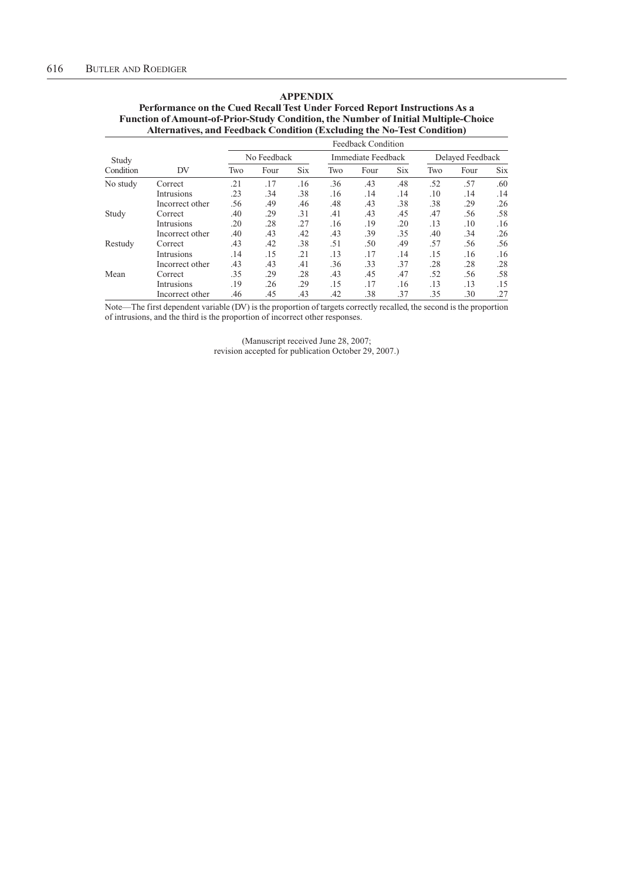## APPENDIX

**Performance on the Cued Recall Test Under Forced Report Instructions As a Function of Amount-of-Prior-Study Condition, the Number of Initial Multiple-Choice Alternatives, and Feedback Condition (Excluding the No-Test Condition)**

| | | Feedback Condition | | | | | | | | |
|---|---|---|---|---|---|---|---|---|---|---|
| | | No Feedback | | | Immediate Feedback | | | Delayed Feedback | | |
| Study Condition | DV | Two | Four | Six | Two | Four | Six | Two | Four | Six |
| No study | Correct | .21 | .17 | .16 | .36 | .43 | .48 | .52 | .57 | .60 |
| | Intrusions | .23 | .34 | .38 | .16 | .14 | .14 | .10 | .14 | .14 |
| | Incorrect other | .56 | .49 | .46 | .48 | .43 | .38 | .38 | .29 | .26 |
| Study | Correct | .40 | .29 | .31 | .41 | .43 | .45 | .47 | .56 | .58 |
| | Intrusions | .20 | .28 | .27 | .16 | .19 | .20 | .13 | .10 | .16 |
| | Incorrect other | .40 | .43 | .42 | .43 | .39 | .35 | .40 | .34 | .26 |
| Restudy | Correct | .43 | .42 | .38 | .51 | .50 | .49 | .57 | .56 | .56 |
| | Intrusions | .14 | .15 | .21 | .13 | .17 | .14 | .15 | .16 | .16 |
| | Incorrect other | .43 | .43 | .41 | .36 | .33 | .37 | .28 | .28 | .28 |
| Mean | Correct | .35 | .29 | .28 | .43 | .45 | .47 | .52 | .56 | .58 |
| | Intrusions | .19 | .26 | .29 | .15 | .17 | .16 | .13 | .13 | .15 |
| | Incorrect other | .46 | .45 | .43 | .42 | .38 | .37 | .35 | .30 | .27 |

Note—The first dependent variable (DV) is the proportion of targets correctly recalled, the second is the proportion of intrusions, and the third is the proportion of incorrect other responses.

(Manuscript received June 28, 2007;
revision accepted for publication October 29, 2007.)